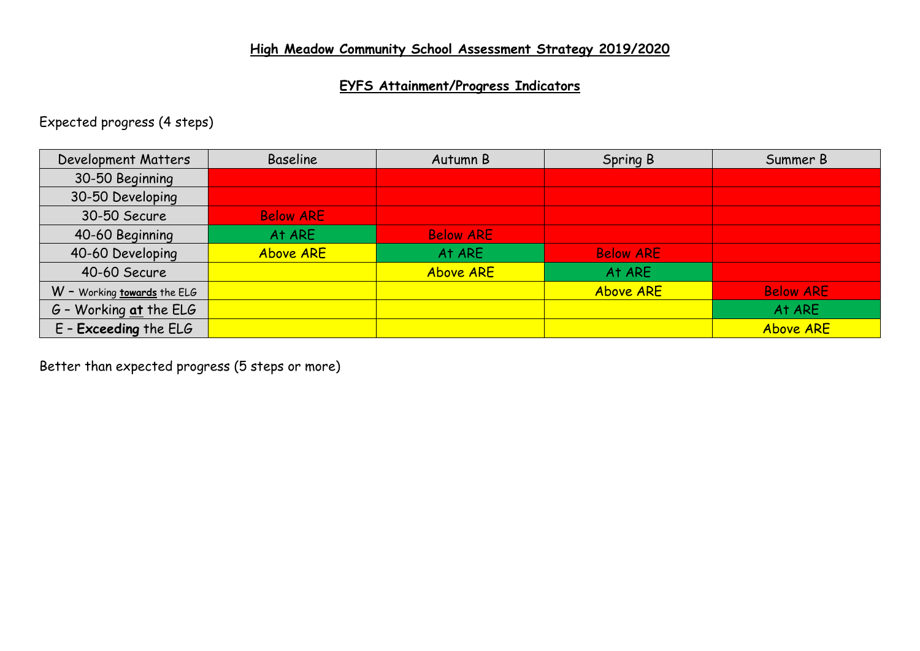## High Meadow Community School Assessment Strategy 2019/2020

### EYFS Attainment/Progress Indicators

Expected progress (4 steps)

| Development Matters | Baseline | Autumn B | Spring B | Summer B |
|---|---|---|---|---|
| 30-50 Beginning | | | | |
| 30-50 Developing | | | | |
| 30-50 Secure | Below ARE | | | |
| 40-60 Beginning | At ARE | Below ARE | | |
| 40-60 Developing | Above ARE | At ARE | Below ARE | |
| 40-60 Secure | | Above ARE | At ARE | |
| W – Working **towards** the ELG | | | Above ARE | Below ARE |
| G – Working **at** the ELG | | | | At ARE |
| E – **Exceeding** the ELG | | | | Above ARE |

Better than expected progress (5 steps or more)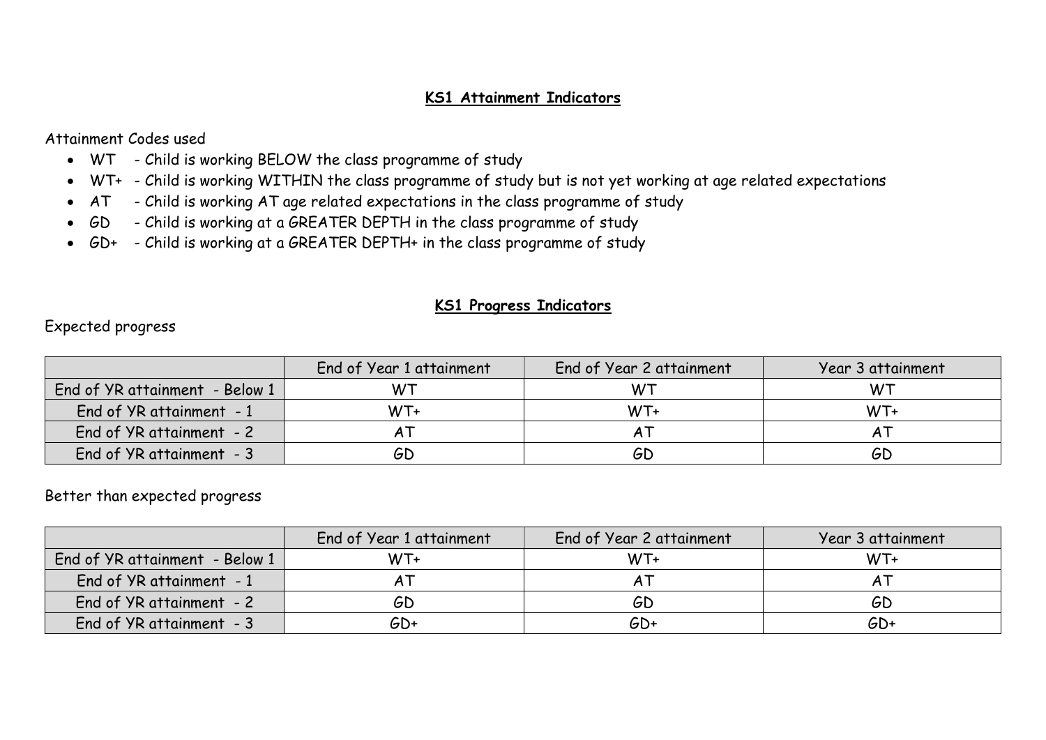## KS1 Attainment Indicators

Attainment Codes used

- WT - Child is working BELOW the class programme of study
- WT+ - Child is working WITHIN the class programme of study but is not yet working at age related expectations
- AT - Child is working AT age related expectations in the class programme of study
- GD - Child is working at a GREATER DEPTH in the class programme of study
- GD+ - Child is working at a GREATER DEPTH+ in the class programme of study

## KS1 Progress Indicators

Expected progress

| | End of Year 1 attainment | End of Year 2 attainment | Year 3 attainment |
|---|---|---|---|
| End of YR attainment - Below 1 | WT | WT | WT |
| End of YR attainment - 1 | WT+ | WT+ | WT+ |
| End of YR attainment - 2 | AT | AT | AT |
| End of YR attainment - 3 | GD | GD | GD |

Better than expected progress

| | End of Year 1 attainment | End of Year 2 attainment | Year 3 attainment |
|---|---|---|---|
| End of YR attainment - Below 1 | WT+ | WT+ | WT+ |
| End of YR attainment - 1 | AT | AT | AT |
| End of YR attainment - 2 | GD | GD | GD |
| End of YR attainment - 3 | GD+ | GD+ | GD+ |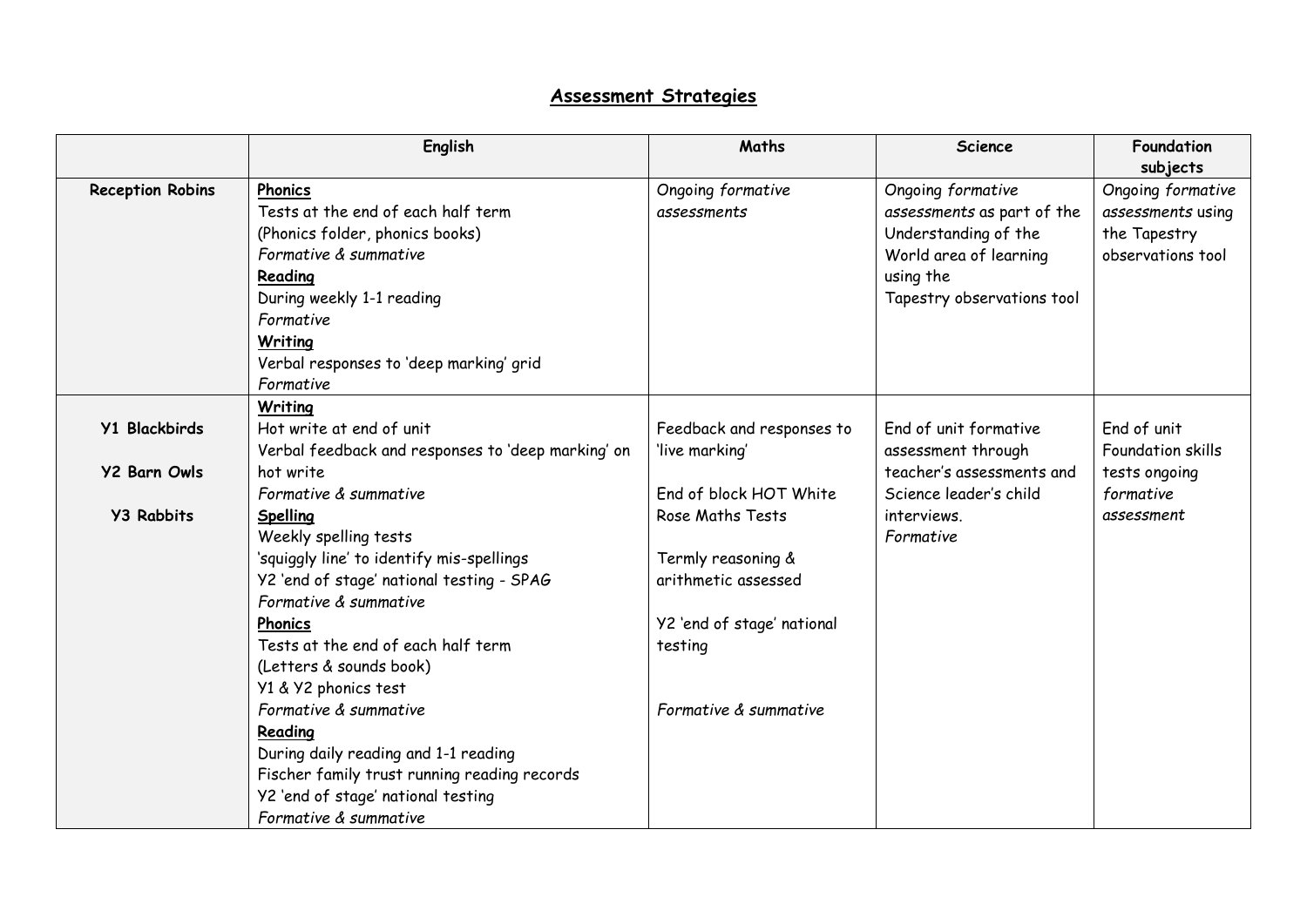# Assessment Strategies

| | English | Maths | Science | Foundation subjects |
|---|---|---|---|---|
| **Reception Robins** | **Phonics**<br>Tests at the end of each half term<br>(Phonics folder, phonics books)<br>*Formative & summative*<br>**Reading**<br>During weekly 1-1 reading<br>*Formative*<br>**Writing**<br>Verbal responses to 'deep marking' grid<br>*Formative* | Ongoing *formative assessments* | Ongoing *formative assessments* as part of the Understanding of the World area of learning using the Tapestry observations tool | Ongoing *formative assessments* using the Tapestry observations tool |
| **Y1 Blackbirds**<br><br>**Y2 Barn Owls**<br><br>**Y3 Rabbits** | **Writing**<br>Hot write at end of unit<br>Verbal feedback and responses to 'deep marking' on hot write<br>*Formative & summative*<br>**Spelling**<br>Weekly spelling tests<br>'squiggly line' to identify mis-spellings<br>Y2 'end of stage' national testing - SPAG<br>*Formative & summative*<br>**Phonics**<br>Tests at the end of each half term<br>(Letters & sounds book)<br>Y1 & Y2 phonics test<br>*Formative & summative*<br>**Reading**<br>During daily reading and 1-1 reading<br>Fischer family trust running reading records<br>Y2 'end of stage' national testing<br>*Formative & summative* | Feedback and responses to 'live marking'<br><br>End of block HOT White Rose Maths Tests<br><br>Termly reasoning & arithmetic assessed<br><br>Y2 'end of stage' national testing<br><br>*Formative & summative* | End of unit formative assessment through teacher's assessments and Science leader's child interviews.<br>*Formative* | End of unit Foundation skills tests ongoing *formative assessment* |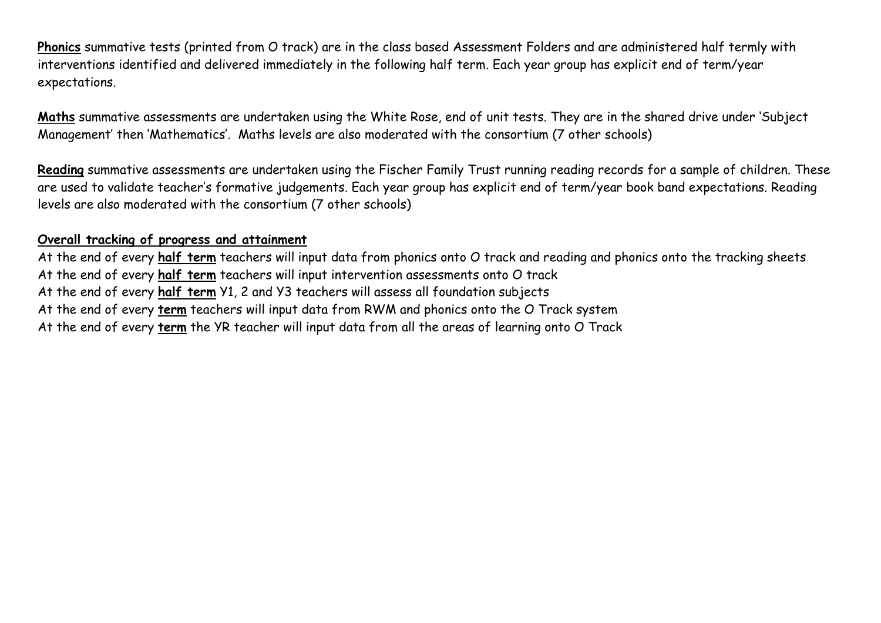**Phonics** summative tests (printed from O track) are in the class based Assessment Folders and are administered half termly with interventions identified and delivered immediately in the following half term. Each year group has explicit end of term/year expectations.

**Maths** summative assessments are undertaken using the White Rose, end of unit tests. They are in the shared drive under 'Subject Management' then 'Mathematics'. Maths levels are also moderated with the consortium (7 other schools)

**Reading** summative assessments are undertaken using the Fischer Family Trust running reading records for a sample of children. These are used to validate teacher's formative judgements. Each year group has explicit end of term/year book band expectations. Reading levels are also moderated with the consortium (7 other schools)

**Overall tracking of progress and attainment**

At the end of every **half term** teachers will input data from phonics onto O track and reading and phonics onto the tracking sheets
At the end of every **half term** teachers will input intervention assessments onto O track
At the end of every **half term** Y1, 2 and Y3 teachers will assess all foundation subjects
At the end of every **term** teachers will input data from RWM and phonics onto the O Track system
At the end of every **term** the YR teacher will input data from all the areas of learning onto O Track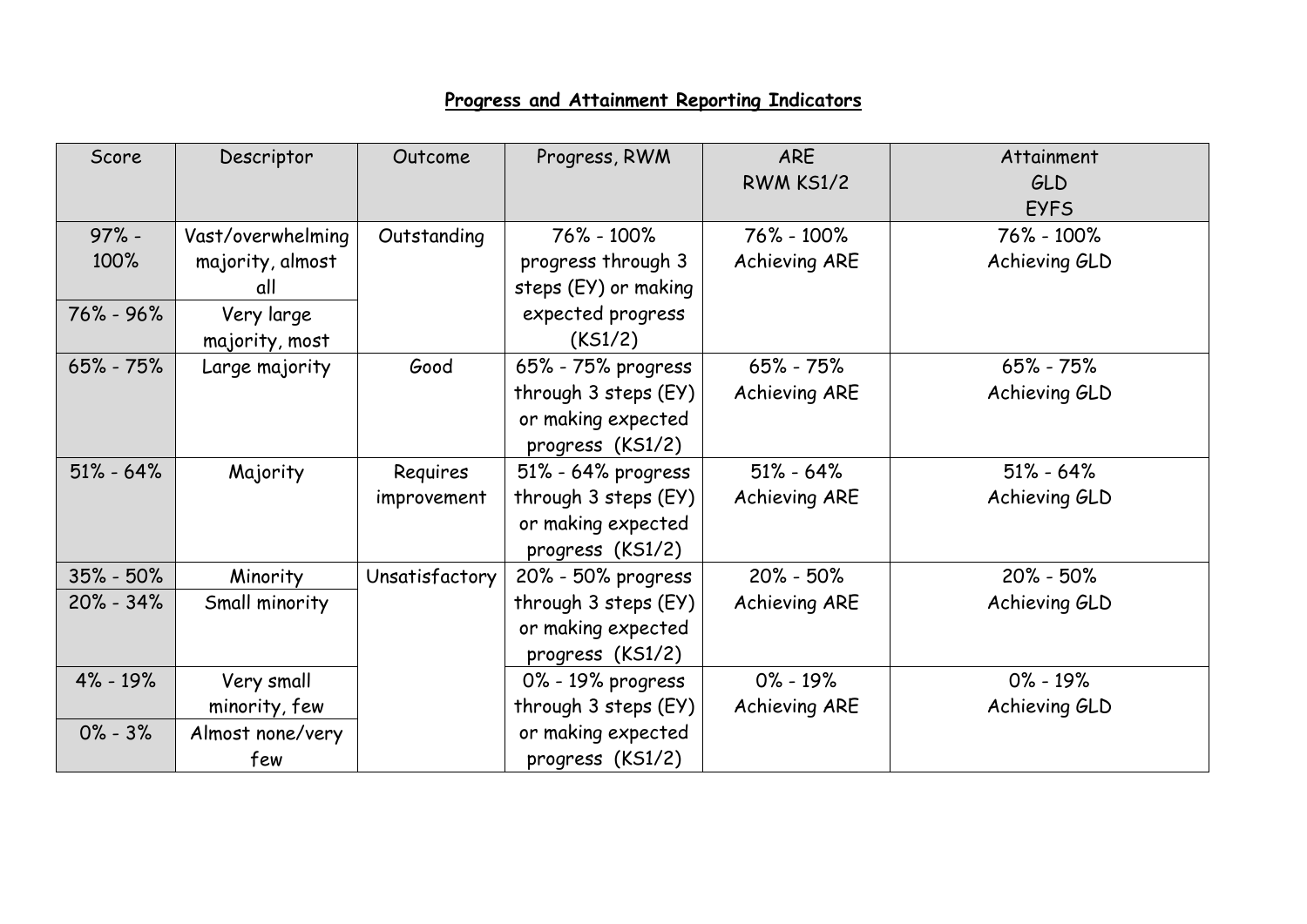**Progress and Attainment Reporting Indicators**

| Score | Descriptor | Outcome | Progress, RWM | ARE RWM KS1/2 | Attainment GLD EYFS |
|---|---|---|---|---|---|
| 97% - 100% | Vast/overwhelming majority, almost all | Outstanding | 76% - 100% progress through 3 steps (EY) or making expected progress (KS1/2) | 76% - 100% Achieving ARE | 76% - 100% Achieving GLD |
| 76% - 96% | Very large majority, most | | | | |
| 65% - 75% | Large majority | Good | 65% - 75% progress through 3 steps (EY) or making expected progress (KS1/2) | 65% - 75% Achieving ARE | 65% - 75% Achieving GLD |
| 51% - 64% | Majority | Requires improvement | 51% - 64% progress through 3 steps (EY) or making expected progress (KS1/2) | 51% - 64% Achieving ARE | 51% - 64% Achieving GLD |
| 35% - 50% | Minority | Unsatisfactory | 20% - 50% progress through 3 steps (EY) or making expected progress (KS1/2) | 20% - 50% Achieving ARE | 20% - 50% Achieving GLD |
| 20% - 34% | Small minority | | | | |
| 4% - 19% | Very small minority, few | | 0% - 19% progress through 3 steps (EY) or making expected progress (KS1/2) | 0% - 19% Achieving ARE | 0% - 19% Achieving GLD |
| 0% - 3% | Almost none/very few | | | | |